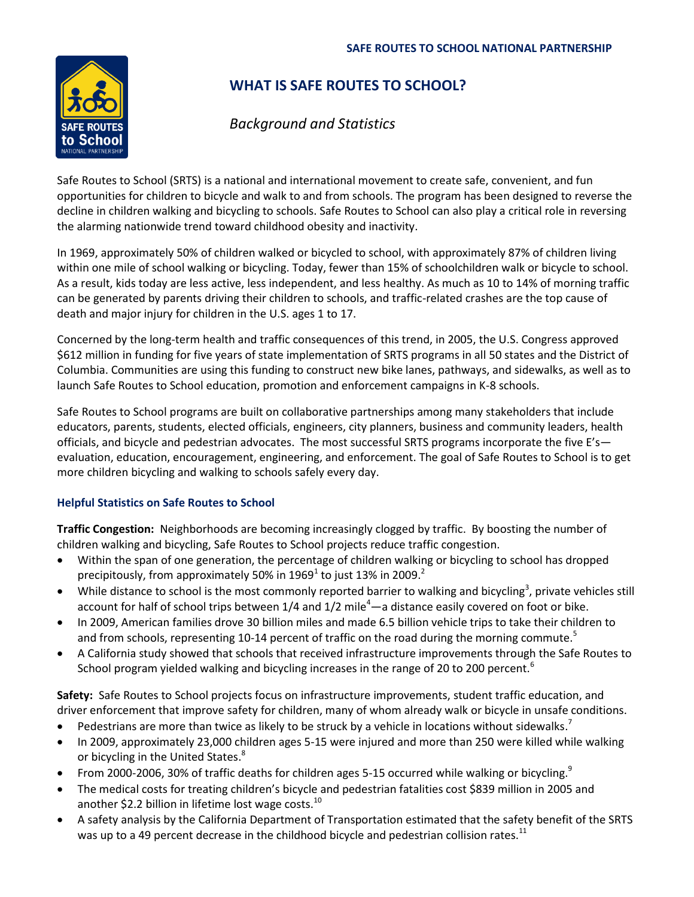# WHAT IS SAFE ROUTES TO SCHOOL?

*Background and Statistics*

Safe Routes to School (SRTS) is a national and international movement to create safe, convenient, and fun opportunities for children to bicycle and walk to and from schools. The program has been designed to reverse the decline in children walking and bicycling to schools. Safe Routes to School can also play a critical role in reversing the alarming nationwide trend toward childhood obesity and inactivity.

In 1969, approximately 50% of children walked or bicycled to school, with approximately 87% of children living within one mile of school walking or bicycling. Today, fewer than 15% of schoolchildren walk or bicycle to school. As a result, kids today are less active, less independent, and less healthy. As much as 10 to 14% of morning traffic can be generated by parents driving their children to schools, and traffic-related crashes are the top cause of death and major injury for children in the U.S. ages 1 to 17.

Concerned by the long-term health and traffic consequences of this trend, in 2005, the U.S. Congress approved $612 million in funding for five years of state implementation of SRTS programs in all 50 states and the District of Columbia. Communities are using this funding to construct new bike lanes, pathways, and sidewalks, as well as to launch Safe Routes to School education, promotion and enforcement campaigns in K-8 schools.

Safe Routes to School programs are built on collaborative partnerships among many stakeholders that include educators, parents, students, elected officials, engineers, city planners, business and community leaders, health officials, and bicycle and pedestrian advocates. The most successful SRTS programs incorporate the five E's—evaluation, education, encouragement, engineering, and enforcement. The goal of Safe Routes to School is to get more children bicycling and walking to schools safely every day.

### Helpful Statistics on Safe Routes to School

**Traffic Congestion:** Neighborhoods are becoming increasingly clogged by traffic. By boosting the number of children walking and bicycling, Safe Routes to School projects reduce traffic congestion.

- Within the span of one generation, the percentage of children walking or bicycling to school has dropped precipitously, from approximately 50% in 1969[1] to just 13% in 2009.[2]
- While distance to school is the most commonly reported barrier to walking and bicycling[3], private vehicles still account for half of school trips between 1/4 and 1/2 mile[4]—a distance easily covered on foot or bike.
- In 2009, American families drove 30 billion miles and made 6.5 billion vehicle trips to take their children to and from schools, representing 10-14 percent of traffic on the road during the morning commute.[5]
- A California study showed that schools that received infrastructure improvements through the Safe Routes to School program yielded walking and bicycling increases in the range of 20 to 200 percent.[6]

**Safety:** Safe Routes to School projects focus on infrastructure improvements, student traffic education, and driver enforcement that improve safety for children, many of whom already walk or bicycle in unsafe conditions.

- Pedestrians are more than twice as likely to be struck by a vehicle in locations without sidewalks.[7]
- In 2009, approximately 23,000 children ages 5-15 were injured and more than 250 were killed while walking or bicycling in the United States.[8]
- From 2000-2006, 30% of traffic deaths for children ages 5-15 occurred while walking or bicycling.[9]
- The medical costs for treating children's bicycle and pedestrian fatalities cost $839 million in 2005 and another $2.2 billion in lifetime lost wage costs.[10]
- A safety analysis by the California Department of Transportation estimated that the safety benefit of the SRTS was up to a 49 percent decrease in the childhood bicycle and pedestrian collision rates.[11]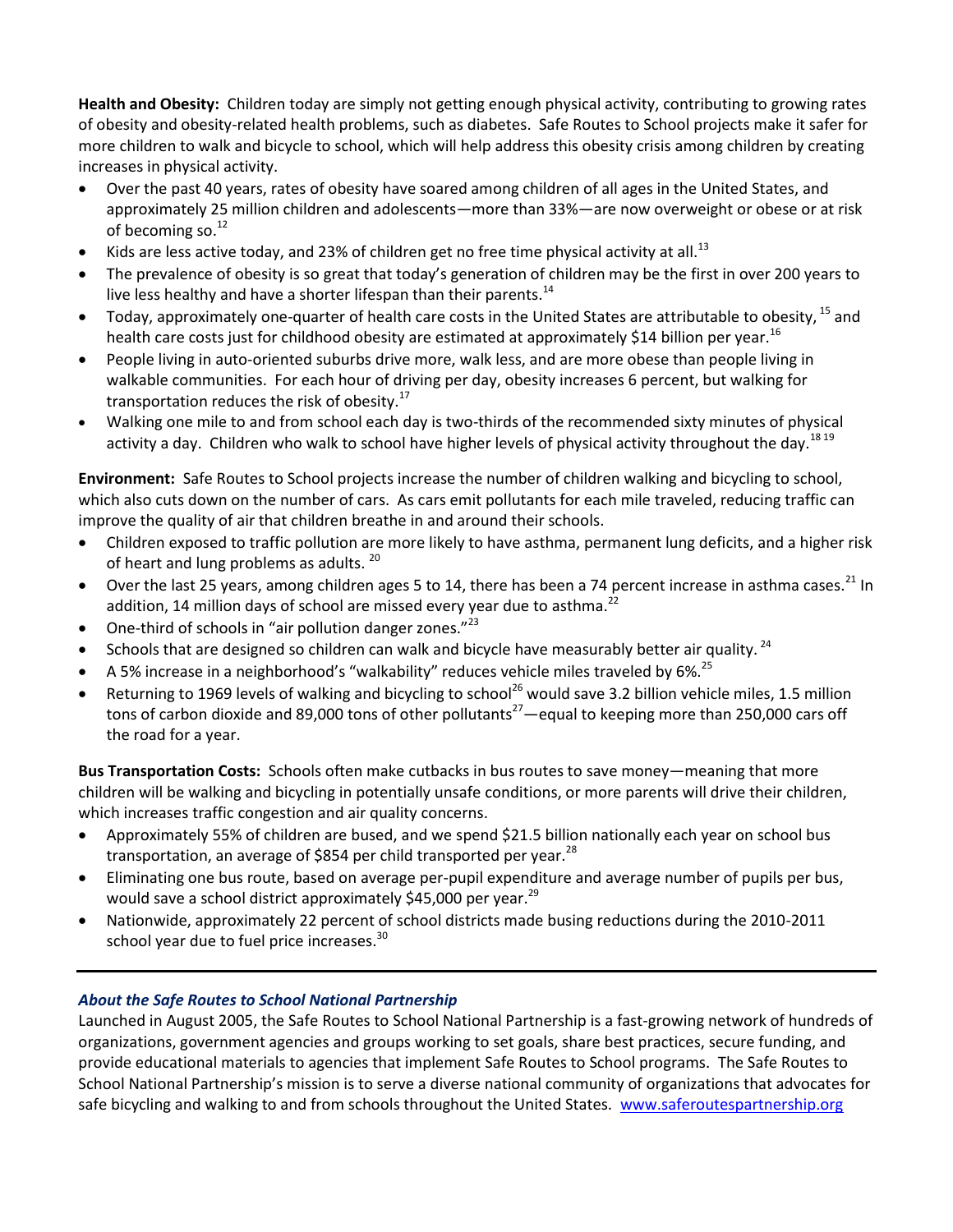**Health and Obesity:** Children today are simply not getting enough physical activity, contributing to growing rates of obesity and obesity-related health problems, such as diabetes. Safe Routes to School projects make it safer for more children to walk and bicycle to school, which will help address this obesity crisis among children by creating increases in physical activity.

- Over the past 40 years, rates of obesity have soared among children of all ages in the United States, and approximately 25 million children and adolescents—more than 33%—are now overweight or obese or at risk of becoming so.[12]
- Kids are less active today, and 23% of children get no free time physical activity at all.[13]
- The prevalence of obesity is so great that today's generation of children may be the first in over 200 years to live less healthy and have a shorter lifespan than their parents.[14]
- Today, approximately one-quarter of health care costs in the United States are attributable to obesity, [15] and health care costs just for childhood obesity are estimated at approximately $14 billion per year.[16]
- People living in auto-oriented suburbs drive more, walk less, and are more obese than people living in walkable communities. For each hour of driving per day, obesity increases 6 percent, but walking for transportation reduces the risk of obesity.[17]
- Walking one mile to and from school each day is two-thirds of the recommended sixty minutes of physical activity a day. Children who walk to school have higher levels of physical activity throughout the day.[18,19]

**Environment:** Safe Routes to School projects increase the number of children walking and bicycling to school, which also cuts down on the number of cars. As cars emit pollutants for each mile traveled, reducing traffic can improve the quality of air that children breathe in and around their schools.

- Children exposed to traffic pollution are more likely to have asthma, permanent lung deficits, and a higher risk of heart and lung problems as adults. [20]
- Over the last 25 years, among children ages 5 to 14, there has been a 74 percent increase in asthma cases.[21] In addition, 14 million days of school are missed every year due to asthma.[22]
- One-third of schools in "air pollution danger zones."[23]
- Schools that are designed so children can walk and bicycle have measurably better air quality. [24]
- A 5% increase in a neighborhood's "walkability" reduces vehicle miles traveled by 6%.[25]
- Returning to 1969 levels of walking and bicycling to school[26] would save 3.2 billion vehicle miles, 1.5 million tons of carbon dioxide and 89,000 tons of other pollutants[27]—equal to keeping more than 250,000 cars off the road for a year.

**Bus Transportation Costs:** Schools often make cutbacks in bus routes to save money—meaning that more children will be walking and bicycling in potentially unsafe conditions, or more parents will drive their children, which increases traffic congestion and air quality concerns.

- Approximately 55% of children are bused, and we spend $21.5 billion nationally each year on school bus transportation, an average of $854 per child transported per year.[28]
- Eliminating one bus route, based on average per-pupil expenditure and average number of pupils per bus, would save a school district approximately $45,000 per year.[29]
- Nationwide, approximately 22 percent of school districts made busing reductions during the 2010-2011 school year due to fuel price increases.[30]

---

***About the Safe Routes to School National Partnership***

Launched in August 2005, the Safe Routes to School National Partnership is a fast-growing network of hundreds of organizations, government agencies and groups working to set goals, share best practices, secure funding, and provide educational materials to agencies that implement Safe Routes to School programs. The Safe Routes to School National Partnership's mission is to serve a diverse national community of organizations that advocates for safe bicycling and walking to and from schools throughout the United States. www.saferoutespartnership.org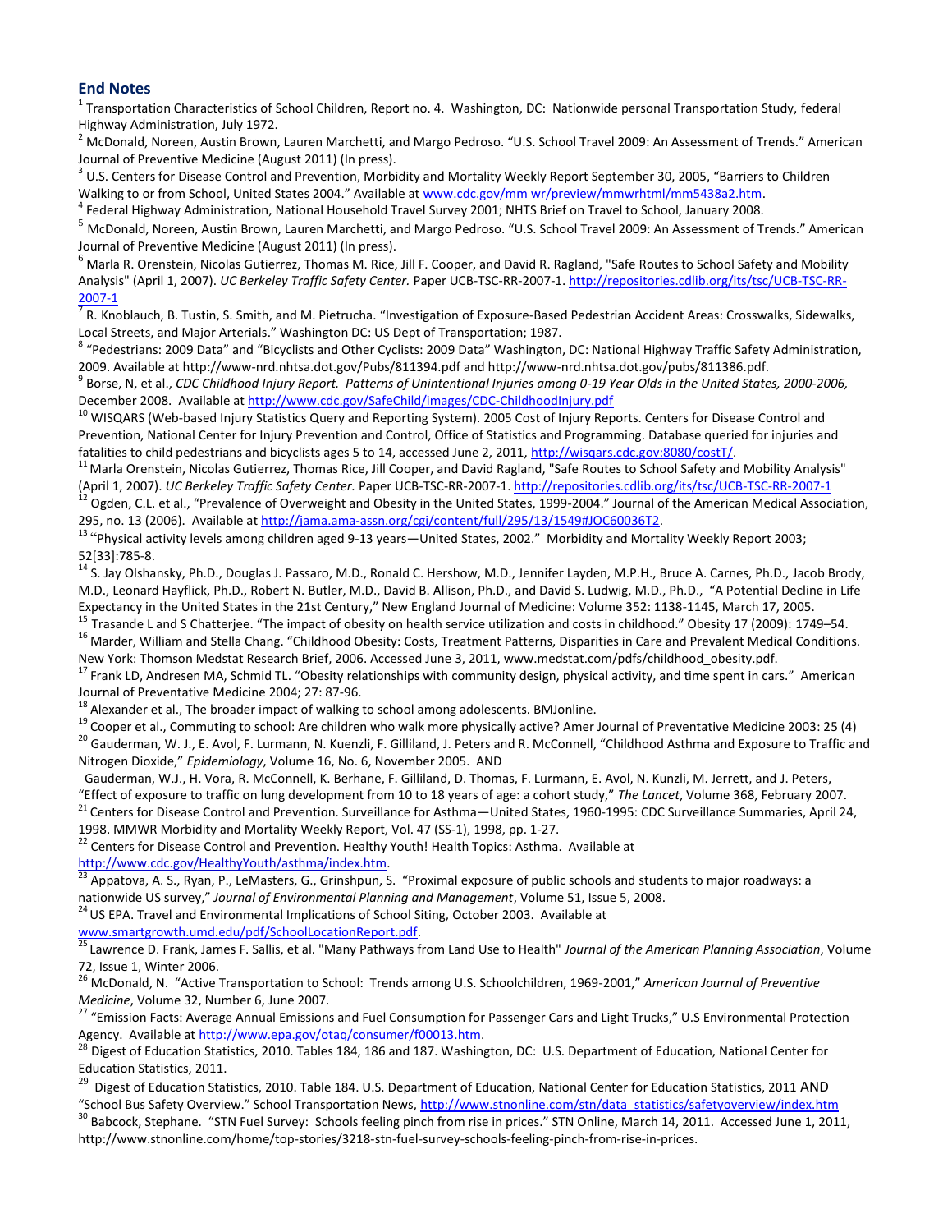## End Notes

[1] Transportation Characteristics of School Children, Report no. 4. Washington, DC: Nationwide personal Transportation Study, federal Highway Administration, July 1972.

[2] McDonald, Noreen, Austin Brown, Lauren Marchetti, and Margo Pedroso. "U.S. School Travel 2009: An Assessment of Trends." American Journal of Preventive Medicine (August 2011) (In press).

[3] U.S. Centers for Disease Control and Prevention, Morbidity and Mortality Weekly Report September 30, 2005, "Barriers to Children Walking to or from School, United States 2004." Available at www.cdc.gov/mm wr/preview/mmwrhtml/mm5438a2.htm.

[4] Federal Highway Administration, National Household Travel Survey 2001; NHTS Brief on Travel to School, January 2008.

[5] McDonald, Noreen, Austin Brown, Lauren Marchetti, and Margo Pedroso. "U.S. School Travel 2009: An Assessment of Trends." American Journal of Preventive Medicine (August 2011) (In press).

[6] Marla R. Orenstein, Nicolas Gutierrez, Thomas M. Rice, Jill F. Cooper, and David R. Ragland, "Safe Routes to School Safety and Mobility Analysis" (April 1, 2007). *UC Berkeley Traffic Safety Center.* Paper UCB-TSC-RR-2007-1. http://repositories.cdlib.org/its/tsc/UCB-TSC-RR-2007-1

[7] R. Knoblauch, B. Tustin, S. Smith, and M. Pietrucha. "Investigation of Exposure-Based Pedestrian Accident Areas: Crosswalks, Sidewalks, Local Streets, and Major Arterials." Washington DC: US Dept of Transportation; 1987.

[8] "Pedestrians: 2009 Data" and "Bicyclists and Other Cyclists: 2009 Data" Washington, DC: National Highway Traffic Safety Administration, 2009. Available at http://www-nrd.nhtsa.dot.gov/Pubs/811394.pdf and http://www-nrd.nhtsa.dot.gov/pubs/811386.pdf.

[9] Borse, N, et al., *CDC Childhood Injury Report. Patterns of Unintentional Injuries among 0-19 Year Olds in the United States, 2000-2006,* December 2008. Available at http://www.cdc.gov/SafeChild/images/CDC-ChildhoodInjury.pdf

[10] WISQARS (Web-based Injury Statistics Query and Reporting System). 2005 Cost of Injury Reports. Centers for Disease Control and Prevention, National Center for Injury Prevention and Control, Office of Statistics and Programming. Database queried for injuries and fatalities to child pedestrians and bicyclists ages 5 to 14, accessed June 2, 2011, http://wisqars.cdc.gov:8080/costT/.

[11] Marla Orenstein, Nicolas Gutierrez, Thomas Rice, Jill Cooper, and David Ragland, "Safe Routes to School Safety and Mobility Analysis" (April 1, 2007). *UC Berkeley Traffic Safety Center.* Paper UCB-TSC-RR-2007-1. http://repositories.cdlib.org/its/tsc/UCB-TSC-RR-2007-1

[12] Ogden, C.L. et al., "Prevalence of Overweight and Obesity in the United States, 1999-2004." Journal of the American Medical Association, 295, no. 13 (2006). Available at http://jama.ama-assn.org/cgi/content/full/295/13/1549#JOC60036T2.

[13] "Physical activity levels among children aged 9-13 years—United States, 2002." Morbidity and Mortality Weekly Report 2003; 52[33]:785-8.

[14] S. Jay Olshansky, Ph.D., Douglas J. Passaro, M.D., Ronald C. Hershow, M.D., Jennifer Layden, M.P.H., Bruce A. Carnes, Ph.D., Jacob Brody, M.D., Leonard Hayflick, Ph.D., Robert N. Butler, M.D., David B. Allison, Ph.D., and David S. Ludwig, M.D., Ph.D., "A Potential Decline in Life Expectancy in the United States in the 21st Century," New England Journal of Medicine: Volume 352: 1138-1145, March 17, 2005.

[15] Trasande L and S Chatterjee. "The impact of obesity on health service utilization and costs in childhood." Obesity 17 (2009): 1749–54.

[16] Marder, William and Stella Chang. "Childhood Obesity: Costs, Treatment Patterns, Disparities in Care and Prevalent Medical Conditions. New York: Thomson Medstat Research Brief, 2006. Accessed June 3, 2011, www.medstat.com/pdfs/childhood_obesity.pdf.

[17] Frank LD, Andresen MA, Schmid TL. "Obesity relationships with community design, physical activity, and time spent in cars." American Journal of Preventative Medicine 2004; 27: 87-96.

[18] Alexander et al., The broader impact of walking to school among adolescents. BMJonline.

[19] Cooper et al., Commuting to school: Are children who walk more physically active? Amer Journal of Preventative Medicine 2003: 25 (4)

[20] Gauderman, W. J., E. Avol, F. Lurmann, N. Kuenzli, F. Gilliland, J. Peters and R. McConnell, "Childhood Asthma and Exposure to Traffic and Nitrogen Dioxide," *Epidemiology*, Volume 16, No. 6, November 2005. AND

Gauderman, W.J., H. Vora, R. McConnell, K. Berhane, F. Gilliland, D. Thomas, F. Lurmann, E. Avol, N. Kunzli, M. Jerrett, and J. Peters, "Effect of exposure to traffic on lung development from 10 to 18 years of age: a cohort study," *The Lancet*, Volume 368, February 2007.

[21] Centers for Disease Control and Prevention. Surveillance for Asthma—United States, 1960-1995: CDC Surveillance Summaries, April 24, 1998. MMWR Morbidity and Mortality Weekly Report, Vol. 47 (SS-1), 1998, pp. 1-27.

[22] Centers for Disease Control and Prevention. Healthy Youth! Health Topics: Asthma. Available at http://www.cdc.gov/HealthyYouth/asthma/index.htm.

[23] Appatova, A. S., Ryan, P., LeMasters, G., Grinshpun, S. "Proximal exposure of public schools and students to major roadways: a nationwide US survey," *Journal of Environmental Planning and Management*, Volume 51, Issue 5, 2008.

[24] US EPA. Travel and Environmental Implications of School Siting, October 2003. Available at www.smartgrowth.umd.edu/pdf/SchoolLocationReport.pdf.

[25] Lawrence D. Frank, James F. Sallis, et al. "Many Pathways from Land Use to Health" *Journal of the American Planning Association*, Volume 72, Issue 1, Winter 2006.

[26] McDonald, N. "Active Transportation to School: Trends among U.S. Schoolchildren, 1969-2001," *American Journal of Preventive Medicine*, Volume 32, Number 6, June 2007.

[27] "Emission Facts: Average Annual Emissions and Fuel Consumption for Passenger Cars and Light Trucks," U.S Environmental Protection Agency. Available at http://www.epa.gov/otaq/consumer/f00013.htm.

[28] Digest of Education Statistics, 2010. Tables 184, 186 and 187. Washington, DC: U.S. Department of Education, National Center for Education Statistics, 2011.

[29] Digest of Education Statistics, 2010. Table 184. U.S. Department of Education, National Center for Education Statistics, 2011 AND "School Bus Safety Overview." School Transportation News, http://www.stnonline.com/stn/data_statistics/safetyoverview/index.htm

[30] Babcock, Stephane. "STN Fuel Survey: Schools feeling pinch from rise in prices." STN Online, March 14, 2011. Accessed June 1, 2011, http://www.stnonline.com/home/top-stories/3218-stn-fuel-survey-schools-feeling-pinch-from-rise-in-prices.